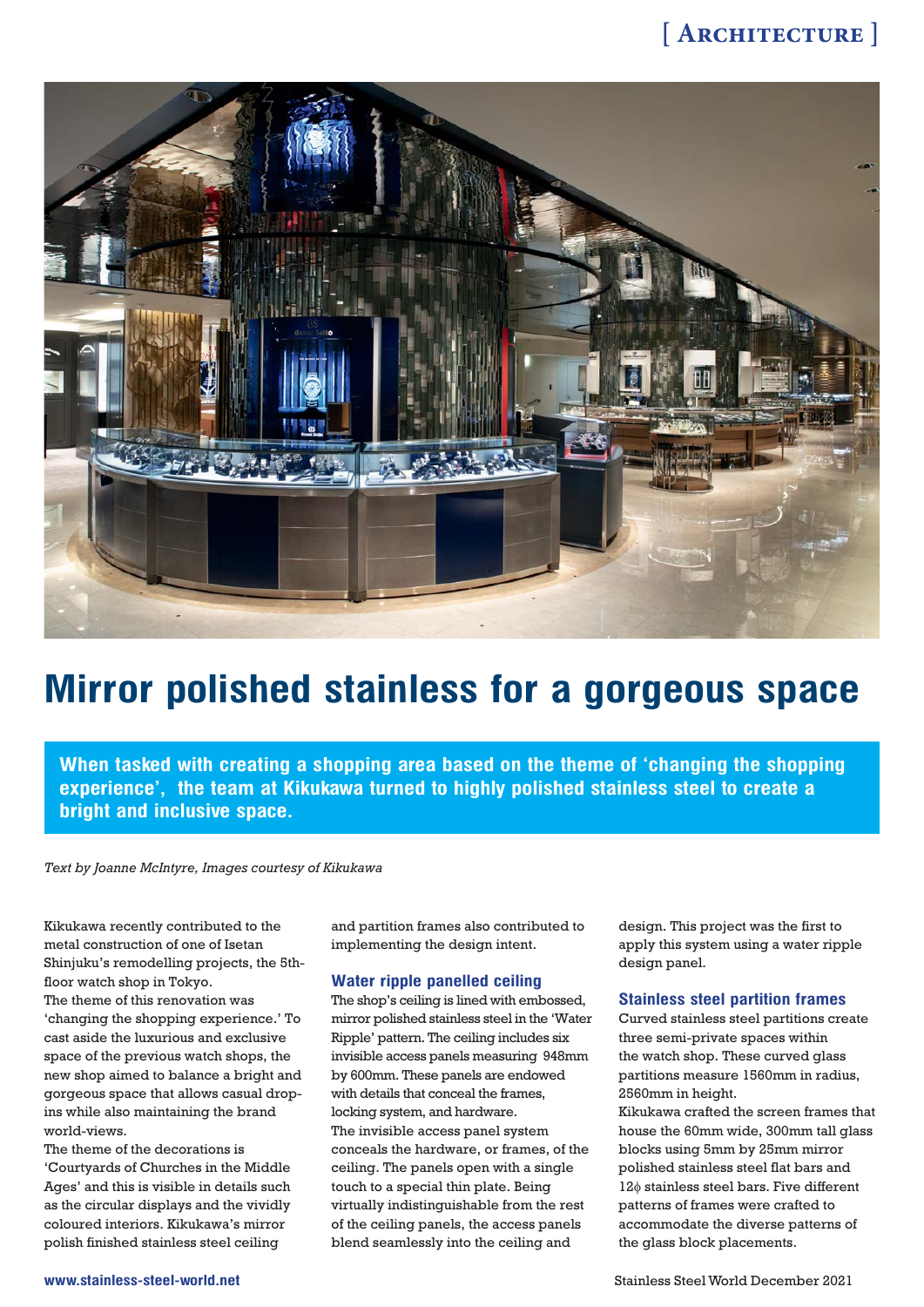# Mirror polished stainless for a gorgeous space

**When tasked with creating a shopping area based on the theme of 'changing the shopping experience', the team at Kikukawa turned to highly polished stainless steel to create a bright and inclusive space.**

*Text by Joanne McIntyre, Images courtesy of Kikukawa*

Kikukawa recently contributed to the metal construction of one of Isetan Shinjuku's remodelling projects, the 5th-floor watch shop in Tokyo.

The theme of this renovation was 'changing the shopping experience.' To cast aside the luxurious and exclusive space of the previous watch shops, the new shop aimed to balance a bright and gorgeous space that allows casual drop-ins while also maintaining the brand world-views.

The theme of the decorations is 'Courtyards of Churches in the Middle Ages' and this is visible in details such as the circular displays and the vividly coloured interiors. Kikukawa's mirror polish finished stainless steel ceiling and partition frames also contributed to implementing the design intent.

## Water ripple panelled ceiling

The shop's ceiling is lined with embossed, mirror polished stainless steel in the 'Water Ripple' pattern. The ceiling includes six invisible access panels measuring 948mm by 600mm. These panels are endowed with details that conceal the frames, locking system, and hardware.

The invisible access panel system conceals the hardware, or frames, of the ceiling. The panels open with a single touch to a special thin plate. Being virtually indistinguishable from the rest of the ceiling panels, the access panels blend seamlessly into the ceiling and design. This project was the first to apply this system using a water ripple design panel.

## Stainless steel partition frames

Curved stainless steel partitions create three semi-private spaces within the watch shop. These curved glass partitions measure 1560mm in radius, 2560mm in height.

Kikukawa crafted the screen frames that house the 60mm wide, 300mm tall glass blocks using 5mm by 25mm mirror polished stainless steel flat bars and 12ϕ stainless steel bars. Five different patterns of frames were crafted to accommodate the diverse patterns of the glass block placements.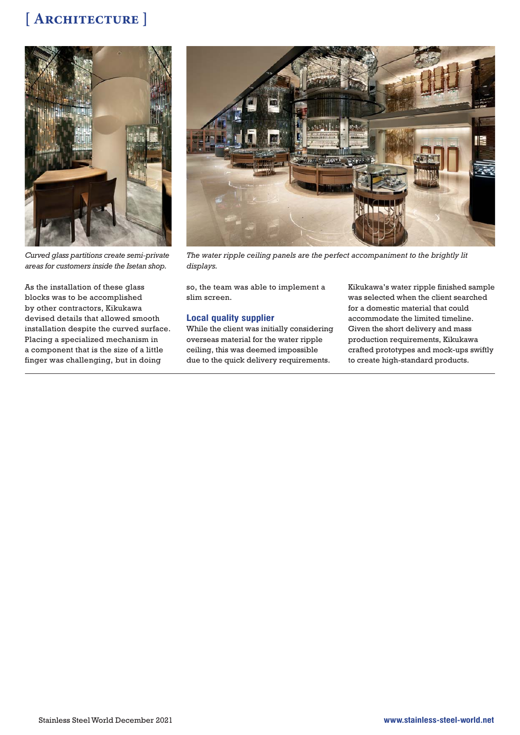Curved glass partitions create semi-private areas for customers inside the Isetan shop.

The water ripple ceiling panels are the perfect accompaniment to the brightly lit displays.

As the installation of these glass blocks was to be accomplished by other contractors, Kikukawa devised details that allowed smooth installation despite the curved surface. Placing a specialized mechanism in a component that is the size of a little finger was challenging, but in doing so, the team was able to implement a slim screen.

### Local quality supplier

While the client was initially considering overseas material for the water ripple ceiling, this was deemed impossible due to the quick delivery requirements. Kikukawa's water ripple finished sample was selected when the client searched for a domestic material that could accommodate the limited timeline. Given the short delivery and mass production requirements, Kikukawa crafted prototypes and mock-ups swiftly to create high-standard products.